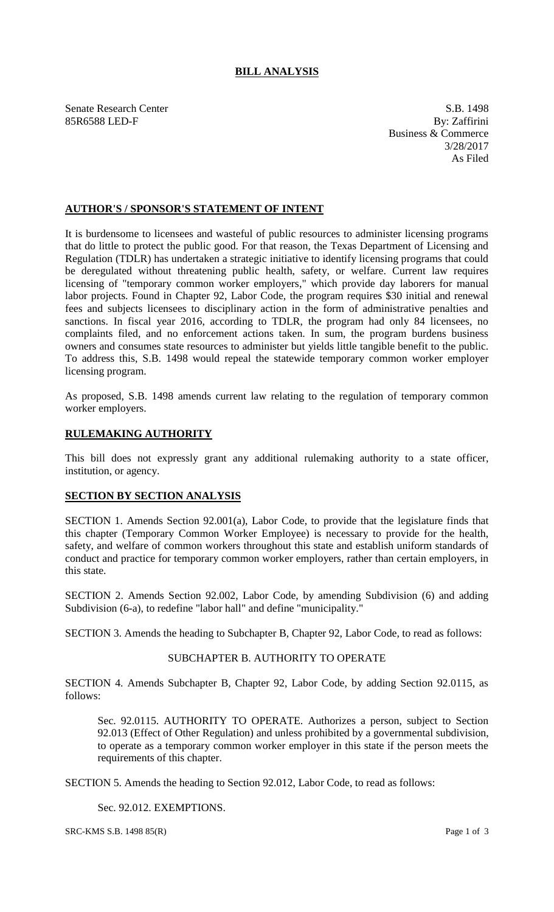# BILL ANALYSIS

Senate Research Center
85R6588 LED-F

S.B. 1498
By: Zaffirini
Business & Commerce
3/28/2017
As Filed

## AUTHOR'S / SPONSOR'S STATEMENT OF INTENT

It is burdensome to licensees and wasteful of public resources to administer licensing programs that do little to protect the public good. For that reason, the Texas Department of Licensing and Regulation (TDLR) has undertaken a strategic initiative to identify licensing programs that could be deregulated without threatening public health, safety, or welfare. Current law requires licensing of "temporary common worker employers," which provide day laborers for manual labor projects. Found in Chapter 92, Labor Code, the program requires $30 initial and renewal fees and subjects licensees to disciplinary action in the form of administrative penalties and sanctions. In fiscal year 2016, according to TDLR, the program had only 84 licensees, no complaints filed, and no enforcement actions taken. In sum, the program burdens business owners and consumes state resources to administer but yields little tangible benefit to the public. To address this, S.B. 1498 would repeal the statewide temporary common worker employer licensing program.

As proposed, S.B. 1498 amends current law relating to the regulation of temporary common worker employers.

## RULEMAKING AUTHORITY

This bill does not expressly grant any additional rulemaking authority to a state officer, institution, or agency.

## SECTION BY SECTION ANALYSIS

SECTION 1. Amends Section 92.001(a), Labor Code, to provide that the legislature finds that this chapter (Temporary Common Worker Employee) is necessary to provide for the health, safety, and welfare of common workers throughout this state and establish uniform standards of conduct and practice for temporary common worker employers, rather than certain employers, in this state.

SECTION 2. Amends Section 92.002, Labor Code, by amending Subdivision (6) and adding Subdivision (6-a), to redefine "labor hall" and define "municipality."

SECTION 3. Amends the heading to Subchapter B, Chapter 92, Labor Code, to read as follows:

SUBCHAPTER B. AUTHORITY TO OPERATE

SECTION 4. Amends Subchapter B, Chapter 92, Labor Code, by adding Section 92.0115, as follows:

Sec. 92.0115. AUTHORITY TO OPERATE. Authorizes a person, subject to Section 92.013 (Effect of Other Regulation) and unless prohibited by a governmental subdivision, to operate as a temporary common worker employer in this state if the person meets the requirements of this chapter.

SECTION 5. Amends the heading to Section 92.012, Labor Code, to read as follows:

Sec. 92.012. EXEMPTIONS.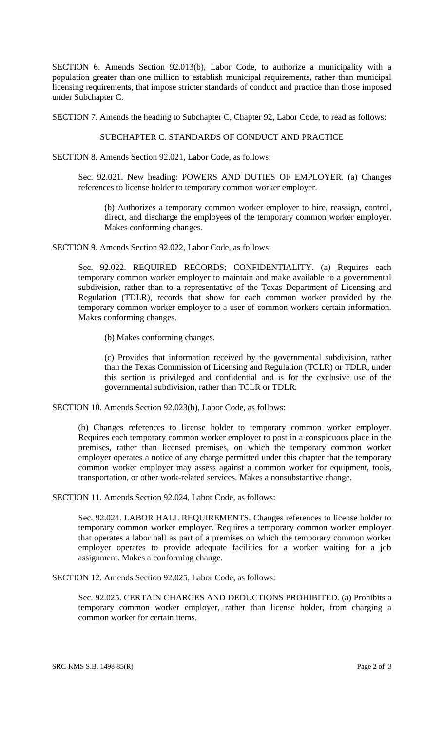SECTION 6. Amends Section 92.013(b), Labor Code, to authorize a municipality with a population greater than one million to establish municipal requirements, rather than municipal licensing requirements, that impose stricter standards of conduct and practice than those imposed under Subchapter C.

SECTION 7. Amends the heading to Subchapter C, Chapter 92, Labor Code, to read as follows:

SUBCHAPTER C. STANDARDS OF CONDUCT AND PRACTICE

SECTION 8. Amends Section 92.021, Labor Code, as follows:

> Sec. 92.021. New heading: POWERS AND DUTIES OF EMPLOYER. (a) Changes references to license holder to temporary common worker employer.
>
> > (b) Authorizes a temporary common worker employer to hire, reassign, control, direct, and discharge the employees of the temporary common worker employer. Makes conforming changes.

SECTION 9. Amends Section 92.022, Labor Code, as follows:

> Sec. 92.022. REQUIRED RECORDS; CONFIDENTIALITY. (a) Requires each temporary common worker employer to maintain and make available to a governmental subdivision, rather than to a representative of the Texas Department of Licensing and Regulation (TDLR), records that show for each common worker provided by the temporary common worker employer to a user of common workers certain information. Makes conforming changes.
>
> > (b) Makes conforming changes.
> >
> > (c) Provides that information received by the governmental subdivision, rather than the Texas Commission of Licensing and Regulation (TCLR) or TDLR, under this section is privileged and confidential and is for the exclusive use of the governmental subdivision, rather than TCLR or TDLR.

SECTION 10. Amends Section 92.023(b), Labor Code, as follows:

> (b) Changes references to license holder to temporary common worker employer. Requires each temporary common worker employer to post in a conspicuous place in the premises, rather than licensed premises, on which the temporary common worker employer operates a notice of any charge permitted under this chapter that the temporary common worker employer may assess against a common worker for equipment, tools, transportation, or other work-related services. Makes a nonsubstantive change.

SECTION 11. Amends Section 92.024, Labor Code, as follows:

> Sec. 92.024. LABOR HALL REQUIREMENTS. Changes references to license holder to temporary common worker employer. Requires a temporary common worker employer that operates a labor hall as part of a premises on which the temporary common worker employer operates to provide adequate facilities for a worker waiting for a job assignment. Makes a conforming change.

SECTION 12. Amends Section 92.025, Labor Code, as follows:

> Sec. 92.025. CERTAIN CHARGES AND DEDUCTIONS PROHIBITED. (a) Prohibits a temporary common worker employer, rather than license holder, from charging a common worker for certain items.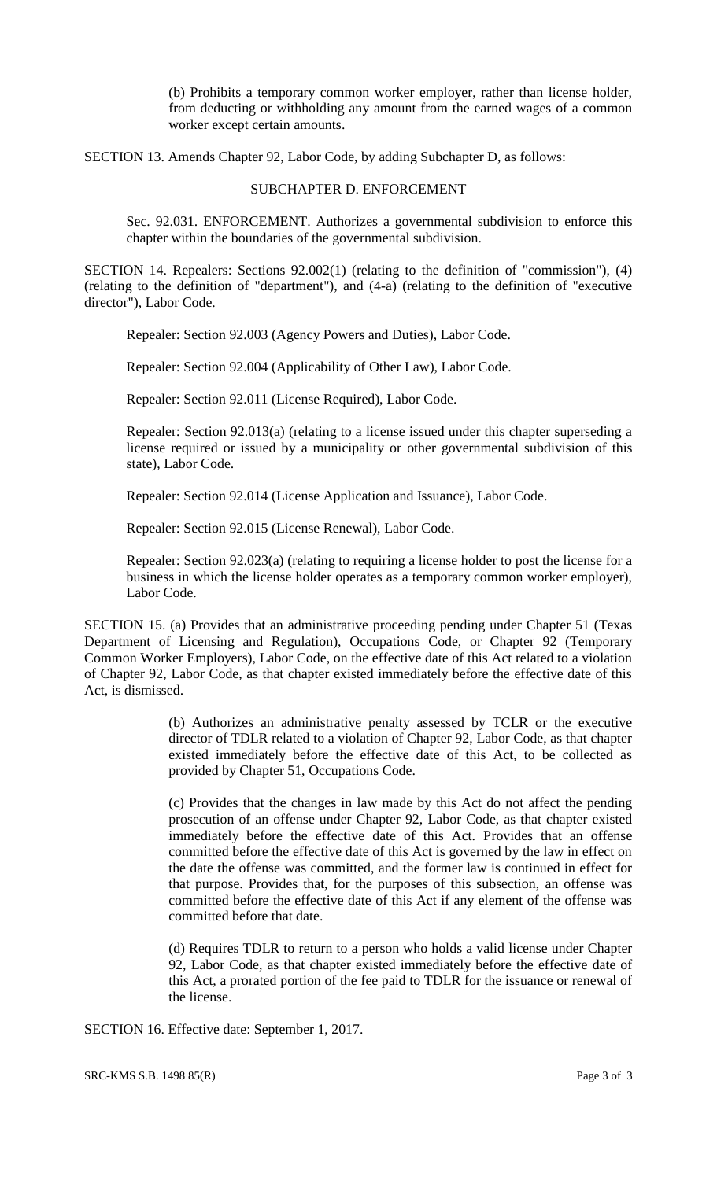(b) Prohibits a temporary common worker employer, rather than license holder, from deducting or withholding any amount from the earned wages of a common worker except certain amounts.

SECTION 13. Amends Chapter 92, Labor Code, by adding Subchapter D, as follows:

SUBCHAPTER D. ENFORCEMENT

Sec. 92.031. ENFORCEMENT. Authorizes a governmental subdivision to enforce this chapter within the boundaries of the governmental subdivision.

SECTION 14. Repealers: Sections 92.002(1) (relating to the definition of "commission"), (4) (relating to the definition of "department"), and (4-a) (relating to the definition of "executive director"), Labor Code.

Repealer: Section 92.003 (Agency Powers and Duties), Labor Code.

Repealer: Section 92.004 (Applicability of Other Law), Labor Code.

Repealer: Section 92.011 (License Required), Labor Code.

Repealer: Section 92.013(a) (relating to a license issued under this chapter superseding a license required or issued by a municipality or other governmental subdivision of this state), Labor Code.

Repealer: Section 92.014 (License Application and Issuance), Labor Code.

Repealer: Section 92.015 (License Renewal), Labor Code.

Repealer: Section 92.023(a) (relating to requiring a license holder to post the license for a business in which the license holder operates as a temporary common worker employer), Labor Code.

SECTION 15. (a) Provides that an administrative proceeding pending under Chapter 51 (Texas Department of Licensing and Regulation), Occupations Code, or Chapter 92 (Temporary Common Worker Employers), Labor Code, on the effective date of this Act related to a violation of Chapter 92, Labor Code, as that chapter existed immediately before the effective date of this Act, is dismissed.

(b) Authorizes an administrative penalty assessed by TCLR or the executive director of TDLR related to a violation of Chapter 92, Labor Code, as that chapter existed immediately before the effective date of this Act, to be collected as provided by Chapter 51, Occupations Code.

(c) Provides that the changes in law made by this Act do not affect the pending prosecution of an offense under Chapter 92, Labor Code, as that chapter existed immediately before the effective date of this Act. Provides that an offense committed before the effective date of this Act is governed by the law in effect on the date the offense was committed, and the former law is continued in effect for that purpose. Provides that, for the purposes of this subsection, an offense was committed before the effective date of this Act if any element of the offense was committed before that date.

(d) Requires TDLR to return to a person who holds a valid license under Chapter 92, Labor Code, as that chapter existed immediately before the effective date of this Act, a prorated portion of the fee paid to TDLR for the issuance or renewal of the license.

SECTION 16. Effective date: September 1, 2017.